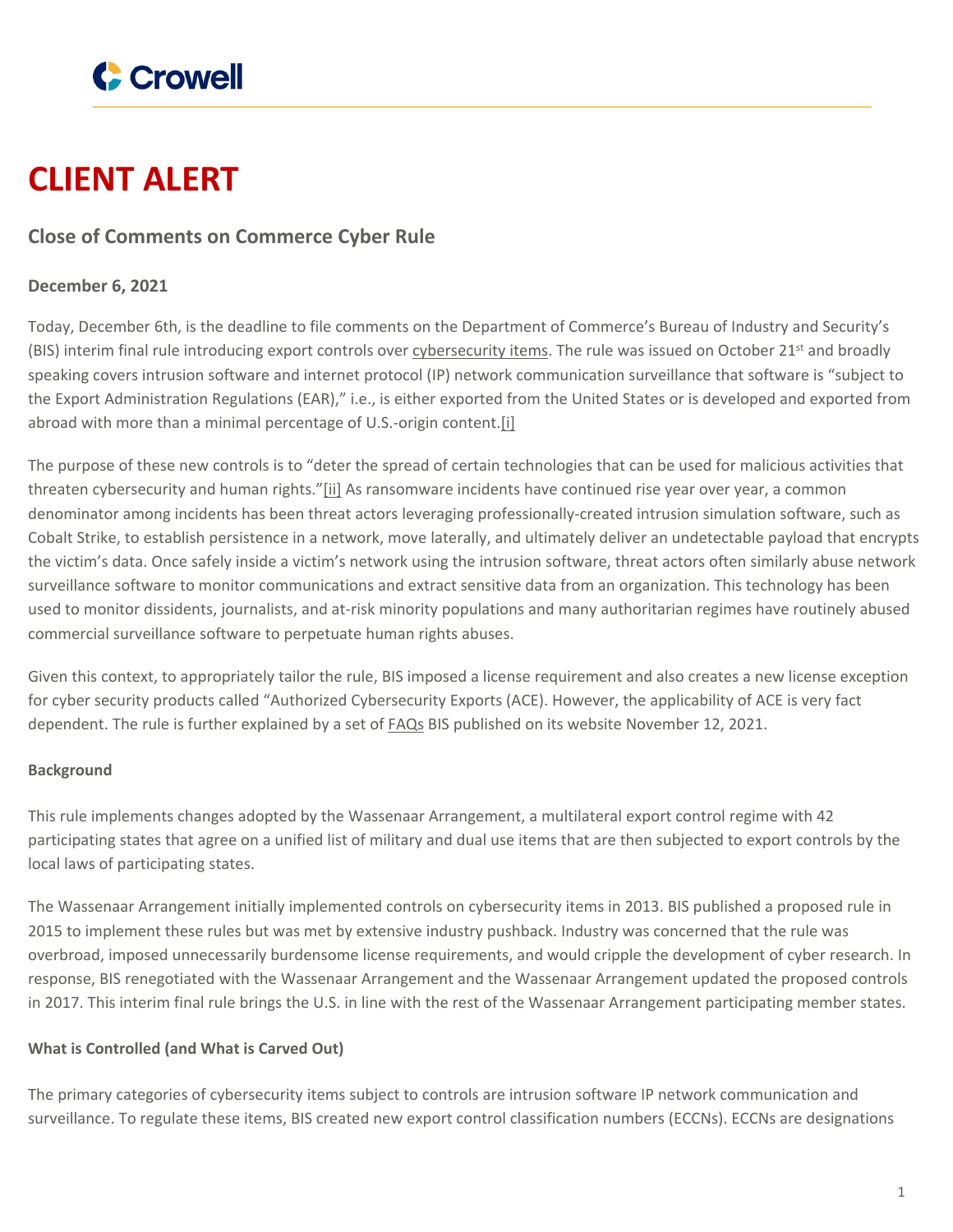# CLIENT ALERT

## Close of Comments on Commerce Cyber Rule

**December 6, 2021**

Today, December 6th, is the deadline to file comments on the Department of Commerce's Bureau of Industry and Security's (BIS) interim final rule introducing export controls over cybersecurity items. The rule was issued on October 21st and broadly speaking covers intrusion software and internet protocol (IP) network communication surveillance that software is "subject to the Export Administration Regulations (EAR)," i.e., is either exported from the United States or is developed and exported from abroad with more than a minimal percentage of U.S.-origin content.[i]

The purpose of these new controls is to "deter the spread of certain technologies that can be used for malicious activities that threaten cybersecurity and human rights."[ii] As ransomware incidents have continued rise year over year, a common denominator among incidents has been threat actors leveraging professionally-created intrusion simulation software, such as Cobalt Strike, to establish persistence in a network, move laterally, and ultimately deliver an undetectable payload that encrypts the victim's data. Once safely inside a victim's network using the intrusion software, threat actors often similarly abuse network surveillance software to monitor communications and extract sensitive data from an organization. This technology has been used to monitor dissidents, journalists, and at-risk minority populations and many authoritarian regimes have routinely abused commercial surveillance software to perpetuate human rights abuses.

Given this context, to appropriately tailor the rule, BIS imposed a license requirement and also creates a new license exception for cyber security products called "Authorized Cybersecurity Exports (ACE). However, the applicability of ACE is very fact dependent. The rule is further explained by a set of FAQs BIS published on its website November 12, 2021.

**Background**

This rule implements changes adopted by the Wassenaar Arrangement, a multilateral export control regime with 42 participating states that agree on a unified list of military and dual use items that are then subjected to export controls by the local laws of participating states.

The Wassenaar Arrangement initially implemented controls on cybersecurity items in 2013. BIS published a proposed rule in 2015 to implement these rules but was met by extensive industry pushback. Industry was concerned that the rule was overbroad, imposed unnecessarily burdensome license requirements, and would cripple the development of cyber research. In response, BIS renegotiated with the Wassenaar Arrangement and the Wassenaar Arrangement updated the proposed controls in 2017. This interim final rule brings the U.S. in line with the rest of the Wassenaar Arrangement participating member states.

**What is Controlled (and What is Carved Out)**

The primary categories of cybersecurity items subject to controls are intrusion software IP network communication and surveillance. To regulate these items, BIS created new export control classification numbers (ECCNs). ECCNs are designations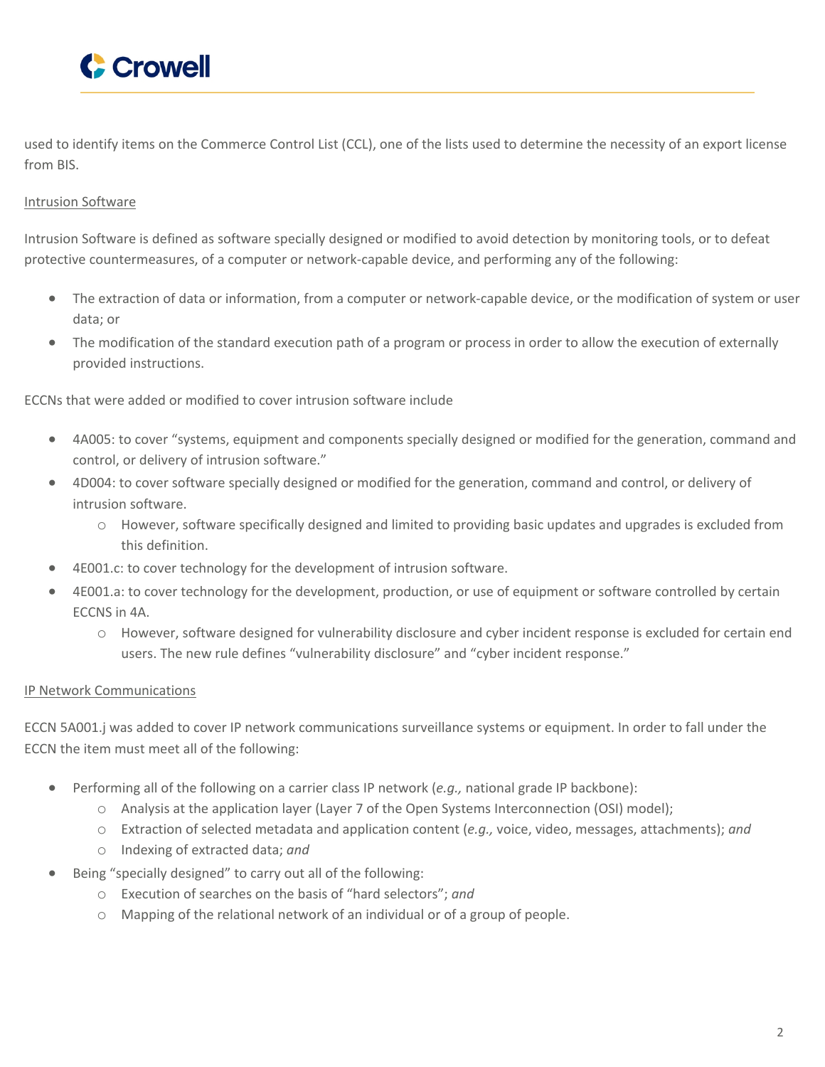used to identify items on the Commerce Control List (CCL), one of the lists used to determine the necessity of an export license from BIS.

<u>Intrusion Software</u>

Intrusion Software is defined as software specially designed or modified to avoid detection by monitoring tools, or to defeat protective countermeasures, of a computer or network-capable device, and performing any of the following:

- The extraction of data or information, from a computer or network-capable device, or the modification of system or user data; or
- The modification of the standard execution path of a program or process in order to allow the execution of externally provided instructions.

ECCNs that were added or modified to cover intrusion software include

- 4A005: to cover "systems, equipment and components specially designed or modified for the generation, command and control, or delivery of intrusion software."
- 4D004: to cover software specially designed or modified for the generation, command and control, or delivery of intrusion software.
  - However, software specifically designed and limited to providing basic updates and upgrades is excluded from this definition.
- 4E001.c: to cover technology for the development of intrusion software.
- 4E001.a: to cover technology for the development, production, or use of equipment or software controlled by certain ECCNS in 4A.
  - However, software designed for vulnerability disclosure and cyber incident response is excluded for certain end users. The new rule defines "vulnerability disclosure" and "cyber incident response."

<u>IP Network Communications</u>

ECCN 5A001.j was added to cover IP network communications surveillance systems or equipment. In order to fall under the ECCN the item must meet all of the following:

- Performing all of the following on a carrier class IP network (*e.g.,* national grade IP backbone):
  - Analysis at the application layer (Layer 7 of the Open Systems Interconnection (OSI) model);
  - Extraction of selected metadata and application content (*e.g.,* voice, video, messages, attachments); *and*
  - Indexing of extracted data; *and*
- Being "specially designed" to carry out all of the following:
  - Execution of searches on the basis of "hard selectors"; *and*
  - Mapping of the relational network of an individual or of a group of people.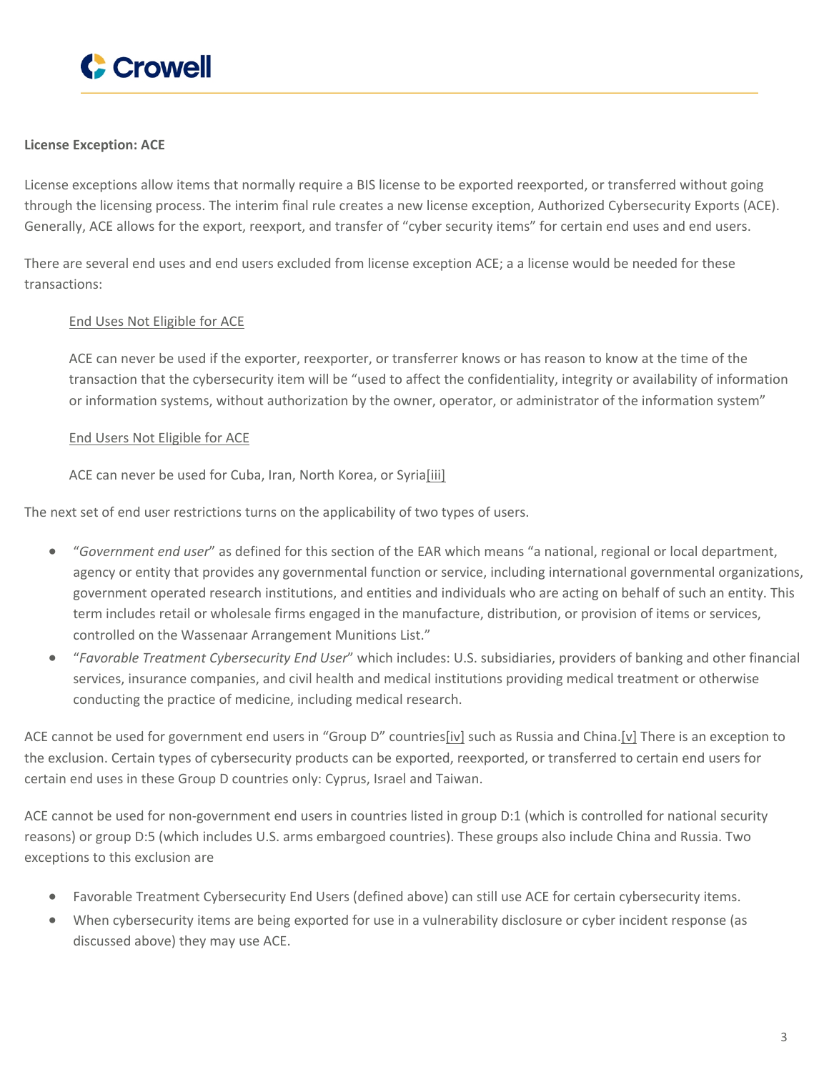**License Exception: ACE**

License exceptions allow items that normally require a BIS license to be exported reexported, or transferred without going through the licensing process. The interim final rule creates a new license exception, Authorized Cybersecurity Exports (ACE). Generally, ACE allows for the export, reexport, and transfer of "cyber security items" for certain end uses and end users.

There are several end uses and end users excluded from license exception ACE; a a license would be needed for these transactions:

> End Uses Not Eligible for ACE
>
> ACE can never be used if the exporter, reexporter, or transferrer knows or has reason to know at the time of the transaction that the cybersecurity item will be "used to affect the confidentiality, integrity or availability of information or information systems, without authorization by the owner, operator, or administrator of the information system"
>
> End Users Not Eligible for ACE
>
> ACE can never be used for Cuba, Iran, North Korea, or Syria[iii]

The next set of end user restrictions turns on the applicability of two types of users.

- "*Government end user*" as defined for this section of the EAR which means "a national, regional or local department, agency or entity that provides any governmental function or service, including international governmental organizations, government operated research institutions, and entities and individuals who are acting on behalf of such an entity. This term includes retail or wholesale firms engaged in the manufacture, distribution, or provision of items or services, controlled on the Wassenaar Arrangement Munitions List."
- "*Favorable Treatment Cybersecurity End User*" which includes: U.S. subsidiaries, providers of banking and other financial services, insurance companies, and civil health and medical institutions providing medical treatment or otherwise conducting the practice of medicine, including medical research.

ACE cannot be used for government end users in "Group D" countries[iv] such as Russia and China.[v] There is an exception to the exclusion. Certain types of cybersecurity products can be exported, reexported, or transferred to certain end users for certain end uses in these Group D countries only: Cyprus, Israel and Taiwan.

ACE cannot be used for non-government end users in countries listed in group D:1 (which is controlled for national security reasons) or group D:5 (which includes U.S. arms embargoed countries). These groups also include China and Russia. Two exceptions to this exclusion are

- Favorable Treatment Cybersecurity End Users (defined above) can still use ACE for certain cybersecurity items.
- When cybersecurity items are being exported for use in a vulnerability disclosure or cyber incident response (as discussed above) they may use ACE.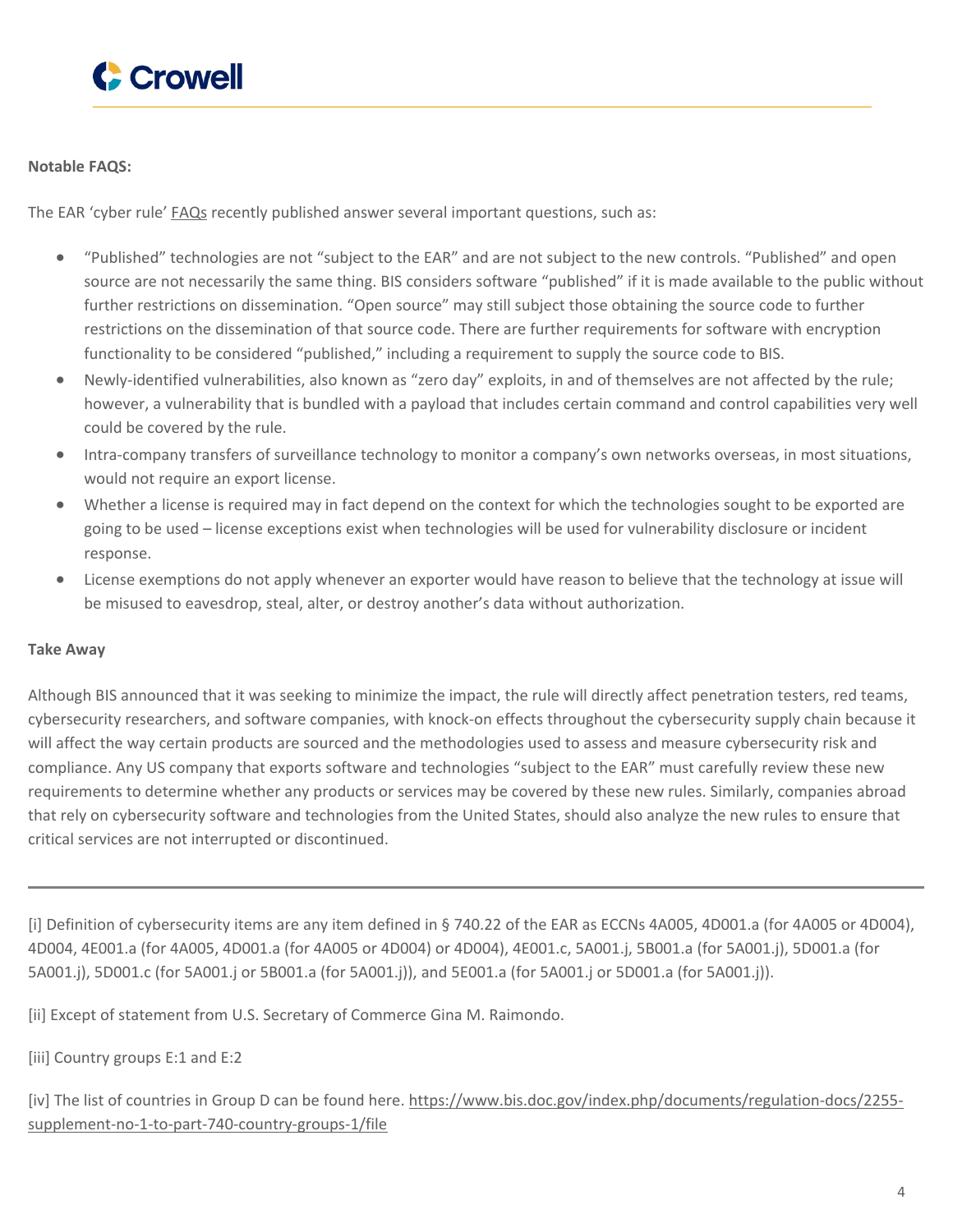**Notable FAQS:**

The EAR 'cyber rule' FAQs recently published answer several important questions, such as:

- "Published" technologies are not "subject to the EAR" and are not subject to the new controls. "Published" and open source are not necessarily the same thing. BIS considers software "published" if it is made available to the public without further restrictions on dissemination. "Open source" may still subject those obtaining the source code to further restrictions on the dissemination of that source code. There are further requirements for software with encryption functionality to be considered "published," including a requirement to supply the source code to BIS.
- Newly-identified vulnerabilities, also known as "zero day" exploits, in and of themselves are not affected by the rule; however, a vulnerability that is bundled with a payload that includes certain command and control capabilities very well could be covered by the rule.
- Intra-company transfers of surveillance technology to monitor a company's own networks overseas, in most situations, would not require an export license.
- Whether a license is required may in fact depend on the context for which the technologies sought to be exported are going to be used – license exceptions exist when technologies will be used for vulnerability disclosure or incident response.
- License exemptions do not apply whenever an exporter would have reason to believe that the technology at issue will be misused to eavesdrop, steal, alter, or destroy another's data without authorization.

**Take Away**

Although BIS announced that it was seeking to minimize the impact, the rule will directly affect penetration testers, red teams, cybersecurity researchers, and software companies, with knock-on effects throughout the cybersecurity supply chain because it will affect the way certain products are sourced and the methodologies used to assess and measure cybersecurity risk and compliance. Any US company that exports software and technologies "subject to the EAR" must carefully review these new requirements to determine whether any products or services may be covered by these new rules. Similarly, companies abroad that rely on cybersecurity software and technologies from the United States, should also analyze the new rules to ensure that critical services are not interrupted or discontinued.

---

[i] Definition of cybersecurity items are any item defined in § 740.22 of the EAR as ECCNs 4A005, 4D001.a (for 4A005 or 4D004), 4D004, 4E001.a (for 4A005, 4D001.a (for 4A005 or 4D004) or 4D004), 4E001.c, 5A001.j, 5B001.a (for 5A001.j), 5D001.a (for 5A001.j), 5D001.c (for 5A001.j or 5B001.a (for 5A001.j)), and 5E001.a (for 5A001.j or 5D001.a (for 5A001.j)).

[ii] Except of statement from U.S. Secretary of Commerce Gina M. Raimondo.

[iii] Country groups E:1 and E:2

[iv] The list of countries in Group D can be found here. https://www.bis.doc.gov/index.php/documents/regulation-docs/2255-supplement-no-1-to-part-740-country-groups-1/file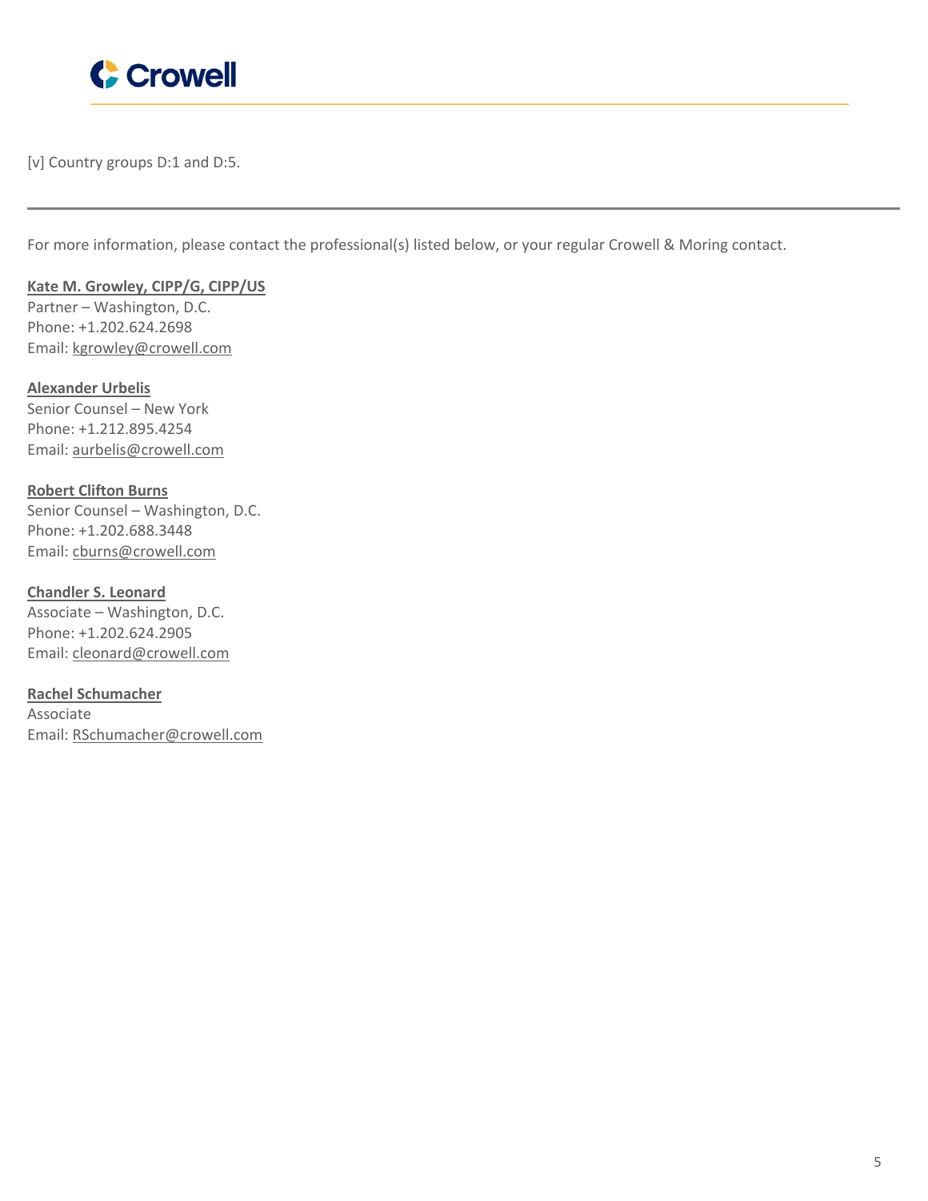[v] Country groups D:1 and D:5.

---

For more information, please contact the professional(s) listed below, or your regular Crowell & Moring contact.

**Kate M. Growley, CIPP/G, CIPP/US**
Partner – Washington, D.C.
Phone: +1.202.624.2698
Email: kgrowley@crowell.com

**Alexander Urbelis**
Senior Counsel – New York
Phone: +1.212.895.4254
Email: aurbelis@crowell.com

**Robert Clifton Burns**
Senior Counsel – Washington, D.C.
Phone: +1.202.688.3448
Email: cburns@crowell.com

**Chandler S. Leonard**
Associate – Washington, D.C.
Phone: +1.202.624.2905
Email: cleonard@crowell.com

**Rachel Schumacher**
Associate
Email: RSchumacher@crowell.com